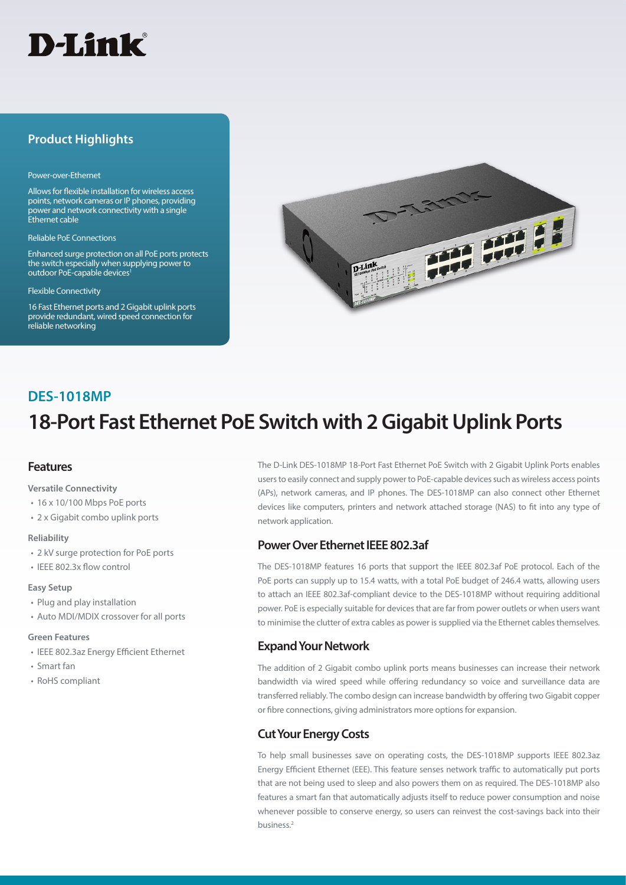D-Link

## Product Highlights

Power-over-Ethernet

Allows for flexible installation for wireless access points, network cameras or IP phones, providing power and network connectivity with a single Ethernet cable

Reliable PoE Connections

Enhanced surge protection on all PoE ports protects the switch especially when supplying power to outdoor PoE-capable devices[1]

Flexible Connectivity

16 Fast Ethernet ports and 2 Gigabit uplink ports provide redundant, wired speed connection for reliable networking

## DES-1018MP

# 18-Port Fast Ethernet PoE Switch with 2 Gigabit Uplink Ports

## Features

**Versatile Connectivity**

- 16 x 10/100 Mbps PoE ports
- 2 x Gigabit combo uplink ports

**Reliability**

- 2 kV surge protection for PoE ports
- IEEE 802.3x flow control

**Easy Setup**

- Plug and play installation
- Auto MDI/MDIX crossover for all ports

**Green Features**

- IEEE 802.3az Energy Efficient Ethernet
- Smart fan
- RoHS compliant

The D-Link DES-1018MP 18-Port Fast Ethernet PoE Switch with 2 Gigabit Uplink Ports enables users to easily connect and supply power to PoE-capable devices such as wireless access points (APs), network cameras, and IP phones. The DES-1018MP can also connect other Ethernet devices like computers, printers and network attached storage (NAS) to fit into any type of network application.

### Power Over Ethernet IEEE 802.3af

The DES-1018MP features 16 ports that support the IEEE 802.3af PoE protocol. Each of the PoE ports can supply up to 15.4 watts, with a total PoE budget of 246.4 watts, allowing users to attach an IEEE 802.3af-compliant device to the DES-1018MP without requiring additional power. PoE is especially suitable for devices that are far from power outlets or when users want to minimise the clutter of extra cables as power is supplied via the Ethernet cables themselves.

### Expand Your Network

The addition of 2 Gigabit combo uplink ports means businesses can increase their network bandwidth via wired speed while offering redundancy so voice and surveillance data are transferred reliably. The combo design can increase bandwidth by offering two Gigabit copper or fibre connections, giving administrators more options for expansion.

### Cut Your Energy Costs

To help small businesses save on operating costs, the DES-1018MP supports IEEE 802.3az Energy Efficient Ethernet (EEE). This feature senses network traffic to automatically put ports that are not being used to sleep and also powers them on as required. The DES-1018MP also features a smart fan that automatically adjusts itself to reduce power consumption and noise whenever possible to conserve energy, so users can reinvest the cost-savings back into their business.[2]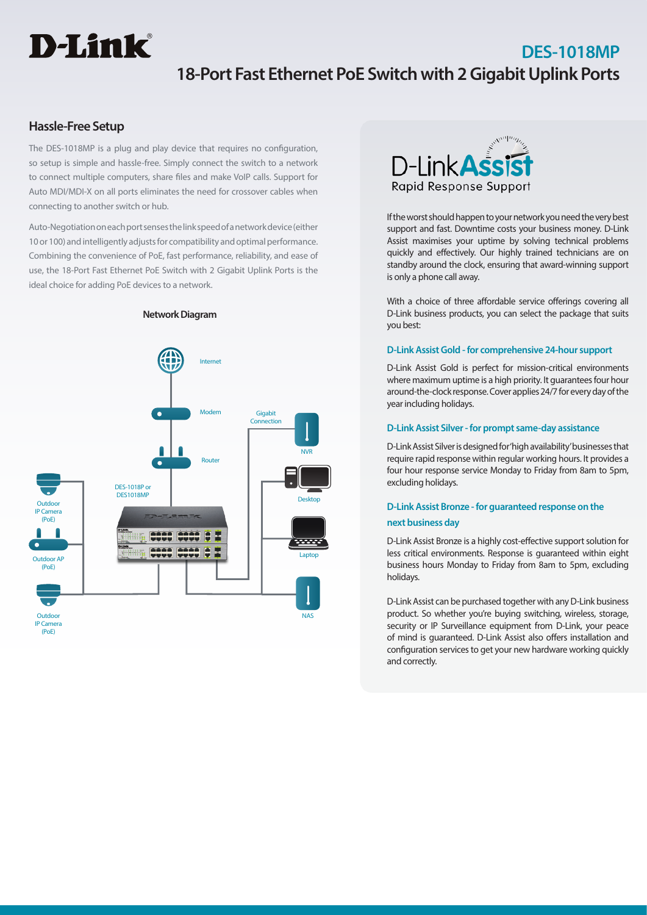# DES-1018MP

## 18-Port Fast Ethernet PoE Switch with 2 Gigabit Uplink Ports

## Hassle-Free Setup

The DES-1018MP is a plug and play device that requires no configuration, so setup is simple and hassle-free. Simply connect the switch to a network to connect multiple computers, share files and make VoIP calls. Support for Auto MDI/MDI-X on all ports eliminates the need for crossover cables when connecting to another switch or hub.

Auto-Negotiation on each port senses the link speed of a network device (either 10 or 100) and intelligently adjusts for compatibility and optimal performance. Combining the convenience of PoE, fast performance, reliability, and ease of use, the 18-Port Fast Ethernet PoE Switch with 2 Gigabit Uplink Ports is the ideal choice for adding PoE devices to a network.

**Network Diagram**

Internet

Modem

Router

Gigabit Connection

NVR

Desktop

Laptop

NAS

DES-1018P or DES1018MP

Outdoor IP Camera (PoE)

Outdoor AP (PoE)

Outdoor IP Camera (PoE)

## D-Link Assist

Rapid Response Support

If the worst should happen to your network you need the very best support and fast. Downtime costs your business money. D-Link Assist maximises your uptime by solving technical problems quickly and effectively. Our highly trained technicians are on standby around the clock, ensuring that award-winning support is only a phone call away.

With a choice of three affordable service offerings covering all D-Link business products, you can select the package that suits you best:

### D-Link Assist Gold - for comprehensive 24-hour support

D-Link Assist Gold is perfect for mission-critical environments where maximum uptime is a high priority. It guarantees four hour around-the-clock response. Cover applies 24/7 for every day of the year including holidays.

### D-Link Assist Silver - for prompt same-day assistance

D-Link Assist Silver is designed for 'high availability' businesses that require rapid response within regular working hours. It provides a four hour response service Monday to Friday from 8am to 5pm, excluding holidays.

### D-Link Assist Bronze - for guaranteed response on the next business day

D-Link Assist Bronze is a highly cost-effective support solution for less critical environments. Response is guaranteed within eight business hours Monday to Friday from 8am to 5pm, excluding holidays.

D-Link Assist can be purchased together with any D-Link business product. So whether you're buying switching, wireless, storage, security or IP Surveillance equipment from D-Link, your peace of mind is guaranteed. D-Link Assist also offers installation and configuration services to get your new hardware working quickly and correctly.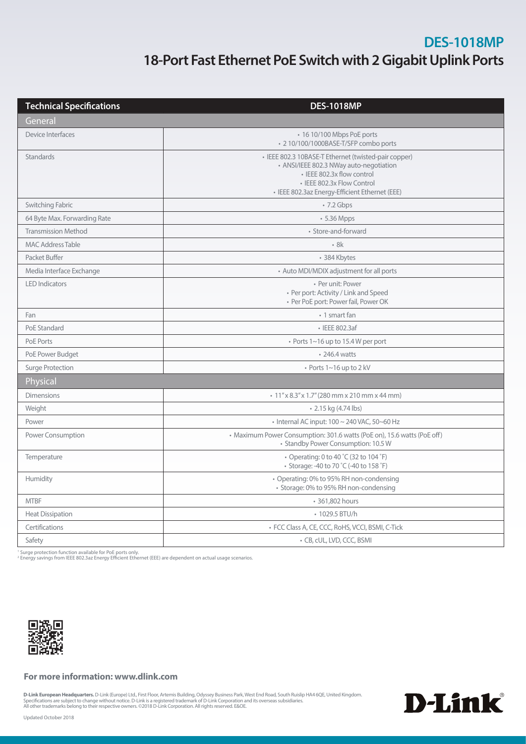# DES-1018MP

## 18-Port Fast Ethernet PoE Switch with 2 Gigabit Uplink Ports

| Technical Specifications | DES-1018MP |
|---|---|
| **General** | |
| Device Interfaces | • 16 10/100 Mbps PoE ports<br>• 2 10/100/1000BASE-T/SFP combo ports |
| Standards | • IEEE 802.3 10BASE-T Ethernet (twisted-pair copper)<br>• ANSI/IEEE 802.3 NWay auto-negotiation<br>• IEEE 802.3x flow control<br>• IEEE 802.3x Flow Control<br>• IEEE 802.3az Energy-Efficient Ethernet (EEE) |
| Switching Fabric | • 7.2 Gbps |
| 64 Byte Max. Forwarding Rate | • 5.36 Mpps |
| Transmission Method | • Store-and-forward |
| MAC Address Table | • 8k |
| Packet Buffer | • 384 Kbytes |
| Media Interface Exchange | • Auto MDI/MDIX adjustment for all ports |
| LED Indicators | • Per unit: Power<br>• Per port: Activity / Link and Speed<br>• Per PoE port: Power fail, Power OK |
| Fan | • 1 smart fan |
| PoE Standard | • IEEE 802.3af |
| PoE Ports | • Ports 1~16 up to 15.4 W per port |
| PoE Power Budget | • 246.4 watts |
| Surge Protection | • Ports 1~16 up to 2 kV |
| **Physical** | |
| Dimensions | • 11" x 8.3" x 1.7" (280 mm x 210 mm x 44 mm) |
| Weight | • 2.15 kg (4.74 lbs) |
| Power | • Internal AC input: 100 ~ 240 VAC, 50~60 Hz |
| Power Consumption | • Maximum Power Consumption: 301.6 watts (PoE on), 15.6 watts (PoE off)<br>• Standby Power Consumption: 10.5 W |
| Temperature | • Operating: 0 to 40 ˚C (32 to 104 ˚F)<br>• Storage: -40 to 70 ˚C (-40 to 158 ˚F) |
| Humidity | • Operating: 0% to 95% RH non-condensing<br>• Storage: 0% to 95% RH non-condensing |
| MTBF | • 361,802 hours |
| Heat Dissipation | • 1029.5 BTU/h |
| Certifications | • FCC Class A, CE, CCC, RoHS, VCCI, BSMI, C-Tick |
| Safety | • CB, cUL, LVD, CCC, BSMI |

[1] Surge protection function available for PoE ports only.
[2] Energy savings from IEEE 802.3az Energy Efficient Ethernet (EEE) are dependent on actual usage scenarios.

**For more information: www.dlink.com**

**D-Link European Headquarters.** D-Link (Europe) Ltd., First Floor, Artemis Building, Odyssey Business Park, West End Road, South Ruislip HA4 6QE, United Kingdom. Specifications are subject to change without notice. D-Link is a registered trademark of D-Link Corporation and its overseas subsidiaries. All other trademarks belong to their respective owners. ©2018 D-Link Corporation. All rights reserved. E&OE.

Updated October 2018